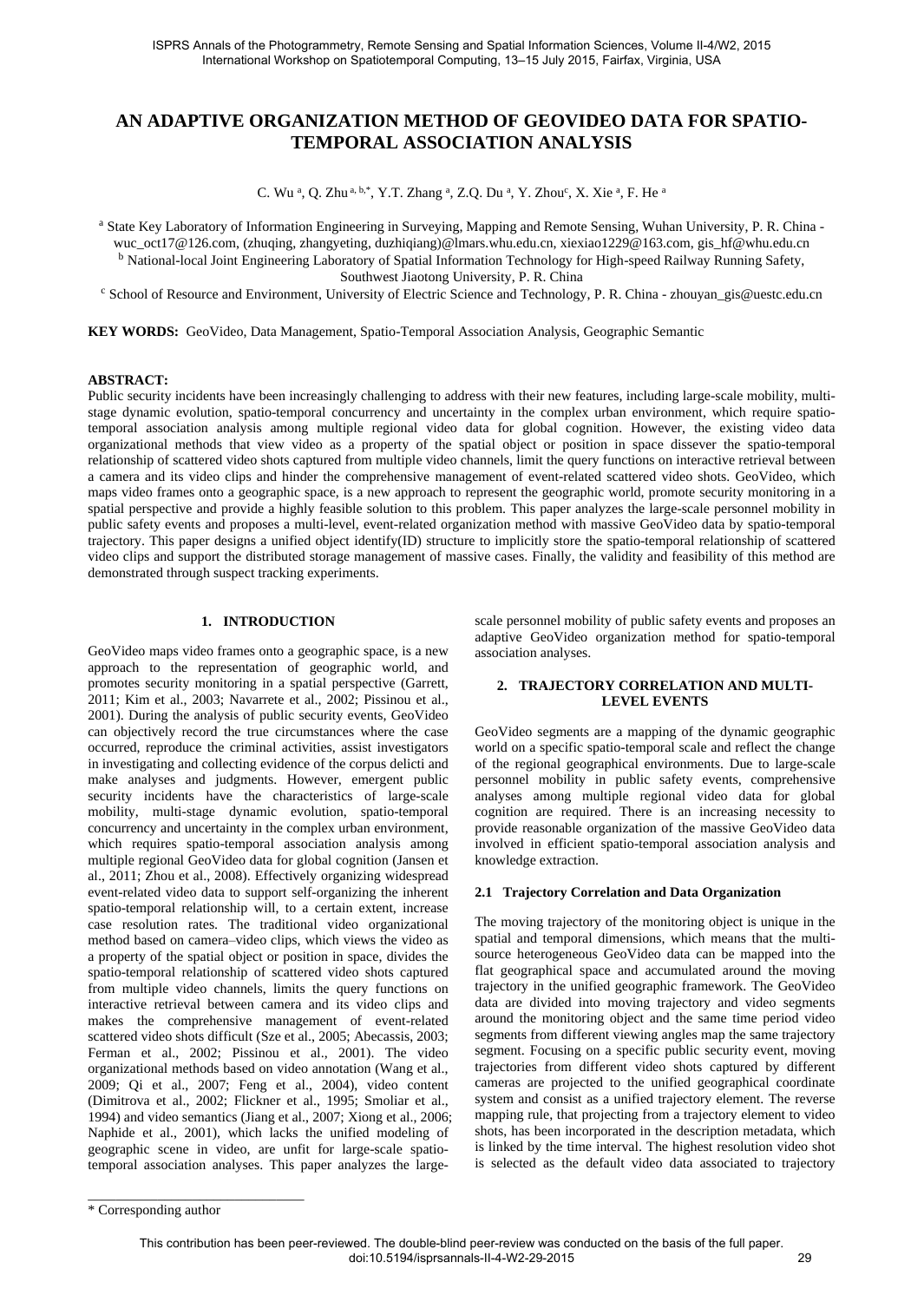# AN ADAPTIVE ORGANIZATION METHOD OF GEOVIDEO DATA FOR SPATIO-TEMPORAL ASSOCIATION ANALYSIS

C. Wu [a], Q. Zhu [a, b,*], Y.T. Zhang [a], Z.Q. Du [a], Y. Zhou[c], X. Xie [a], F. He [a]

[a] State Key Laboratory of Information Engineering in Surveying, Mapping and Remote Sensing, Wuhan University, P. R. China - wuc_oct17@126.com, (zhuqing, zhangyeting, duzhiqiang)@lmars.whu.edu.cn, xiexiao1229@163.com, gis_hf@whu.edu.cn

[b] National-local Joint Engineering Laboratory of Spatial Information Technology for High-speed Railway Running Safety, Southwest Jiaotong University, P. R. China

[c] School of Resource and Environment, University of Electric Science and Technology, P. R. China - zhouyan_gis@uestc.edu.cn

**KEY WORDS:** GeoVideo, Data Management, Spatio-Temporal Association Analysis, Geographic Semantic

**ABSTRACT:**

Public security incidents have been increasingly challenging to address with their new features, including large-scale mobility, multi-stage dynamic evolution, spatio-temporal concurrency and uncertainty in the complex urban environment, which require spatio-temporal association analysis among multiple regional video data for global cognition. However, the existing video data organizational methods that view video as a property of the spatial object or position in space dissever the spatio-temporal relationship of scattered video shots captured from multiple video channels, limit the query functions on interactive retrieval between a camera and its video clips and hinder the comprehensive management of event-related scattered video shots. GeoVideo, which maps video frames onto a geographic space, is a new approach to represent the geographic world, promote security monitoring in a spatial perspective and provide a highly feasible solution to this problem. This paper analyzes the large-scale personnel mobility in public safety events and proposes a multi-level, event-related organization method with massive GeoVideo data by spatio-temporal trajectory. This paper designs a unified object identify(ID) structure to implicitly store the spatio-temporal relationship of scattered video clips and support the distributed storage management of massive cases. Finally, the validity and feasibility of this method are demonstrated through suspect tracking experiments.

## 1. INTRODUCTION

GeoVideo maps video frames onto a geographic space, is a new approach to the representation of geographic world, and promotes security monitoring in a spatial perspective (Garrett, 2011; Kim et al., 2003; Navarrete et al., 2002; Pissinou et al., 2001). During the analysis of public security events, GeoVideo can objectively record the true circumstances where the case occurred, reproduce the criminal activities, assist investigators in investigating and collecting evidence of the corpus delicti and make analyses and judgments. However, emergent public security incidents have the characteristics of large-scale mobility, multi-stage dynamic evolution, spatio-temporal concurrency and uncertainty in the complex urban environment, which requires spatio-temporal association analysis among multiple regional GeoVideo data for global cognition (Jansen et al., 2011; Zhou et al., 2008). Effectively organizing widespread event-related video data to support self-organizing the inherent spatio-temporal relationship will, to a certain extent, increase case resolution rates. The traditional video organizational method based on camera–video clips, which views the video as a property of the spatial object or position in space, divides the spatio-temporal relationship of scattered video shots captured from multiple video channels, limits the query functions on interactive retrieval between camera and its video clips and makes the comprehensive management of event-related scattered video shots difficult (Sze et al., 2005; Abecassis, 2003; Ferman et al., 2002; Pissinou et al., 2001). The video organizational methods based on video annotation (Wang et al., 2009; Qi et al., 2007; Feng et al., 2004), video content (Dimitrova et al., 2002; Flickner et al., 1995; Smoliar et al., 1994) and video semantics (Jiang et al., 2007; Xiong et al., 2006; Naphide et al., 2001), which lacks the unified modeling of geographic scene in video, are unfit for large-scale spatio-temporal association analyses. This paper analyzes the large-scale personnel mobility of public safety events and proposes an adaptive GeoVideo organization method for spatio-temporal association analyses.

## 2. TRAJECTORY CORRELATION AND MULTI-LEVEL EVENTS

GeoVideo segments are a mapping of the dynamic geographic world on a specific spatio-temporal scale and reflect the change of the regional geographical environments. Due to large-scale personnel mobility in public safety events, comprehensive analyses among multiple regional video data for global cognition are required. There is an increasing necessity to provide reasonable organization of the massive GeoVideo data involved in efficient spatio-temporal association analysis and knowledge extraction.

### 2.1 Trajectory Correlation and Data Organization

The moving trajectory of the monitoring object is unique in the spatial and temporal dimensions, which means that the multi-source heterogeneous GeoVideo data can be mapped into the flat geographical space and accumulated around the moving trajectory in the unified geographic framework. The GeoVideo data are divided into moving trajectory and video segments around the monitoring object and the same time period video segments from different viewing angles map the same trajectory segment. Focusing on a specific public security event, moving trajectories from different video shots captured by different cameras are projected to the unified geographical coordinate system and consist as a unified trajectory element. The reverse mapping rule, that projecting from a trajectory element to video shots, has been incorporated in the description metadata, which is linked by the time interval. The highest resolution video shot is selected as the default video data associated to trajectory

\* Corresponding author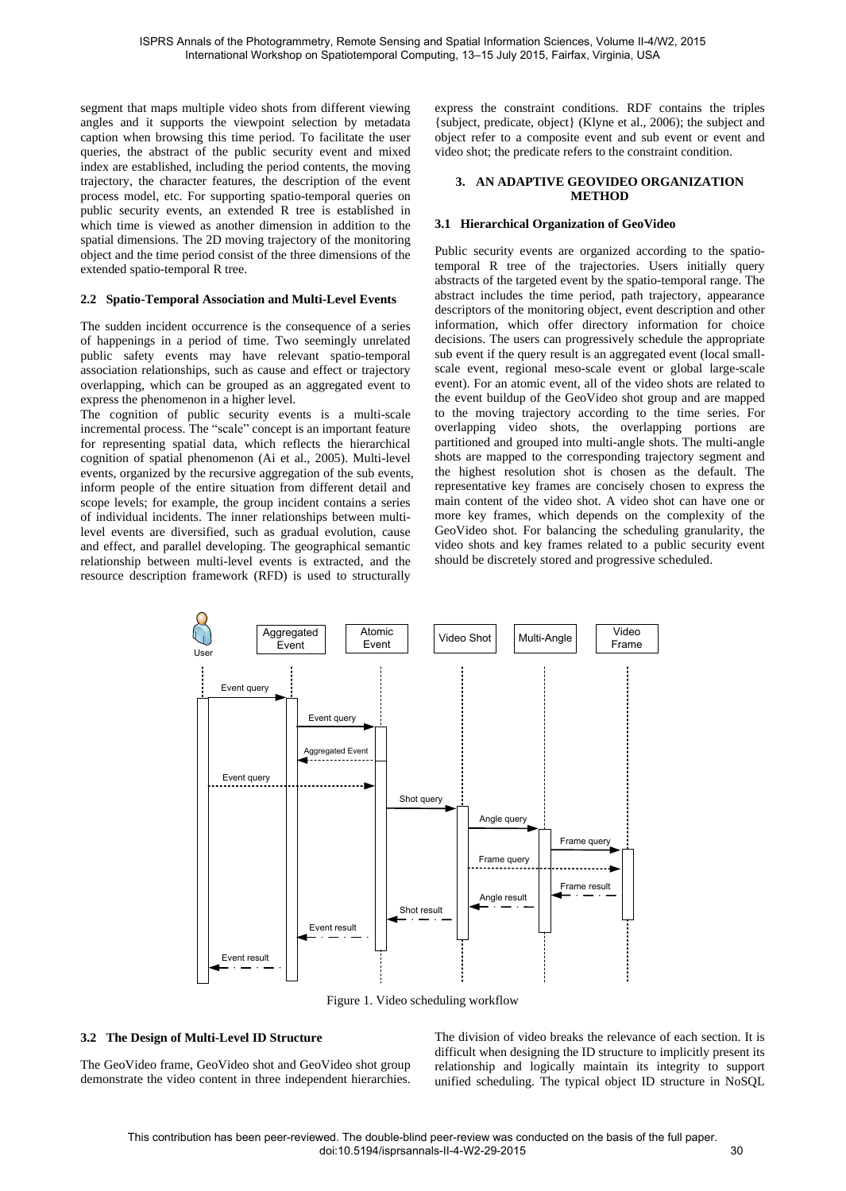segment that maps multiple video shots from different viewing angles and it supports the viewpoint selection by metadata caption when browsing this time period. To facilitate the user queries, the abstract of the public security event and mixed index are established, including the period contents, the moving trajectory, the character features, the description of the event process model, etc. For supporting spatio-temporal queries on public security events, an extended R tree is established in which time is viewed as another dimension in addition to the spatial dimensions. The 2D moving trajectory of the monitoring object and the time period consist of the three dimensions of the extended spatio-temporal R tree.

### 2.2 Spatio-Temporal Association and Multi-Level Events

The sudden incident occurrence is the consequence of a series of happenings in a period of time. Two seemingly unrelated public safety events may have relevant spatio-temporal association relationships, such as cause and effect or trajectory overlapping, which can be grouped as an aggregated event to express the phenomenon in a higher level.

The cognition of public security events is a multi-scale incremental process. The "scale" concept is an important feature for representing spatial data, which reflects the hierarchical cognition of spatial phenomenon (Ai et al., 2005). Multi-level events, organized by the recursive aggregation of the sub events, inform people of the entire situation from different detail and scope levels; for example, the group incident contains a series of individual incidents. The inner relationships between multi-level events are diversified, such as gradual evolution, cause and effect, and parallel developing. The geographical semantic relationship between multi-level events is extracted, and the resource description framework (RFD) is used to structurally express the constraint conditions. RDF contains the triples {subject, predicate, object} (Klyne et al., 2006); the subject and object refer to a composite event and sub event or event and video shot; the predicate refers to the constraint condition.

## 3. AN ADAPTIVE GEOVIDEO ORGANIZATION METHOD

### 3.1 Hierarchical Organization of GeoVideo

Public security events are organized according to the spatio-temporal R tree of the trajectories. Users initially query abstracts of the targeted event by the spatio-temporal range. The abstract includes the time period, path trajectory, appearance descriptors of the monitoring object, event description and other information, which offer directory information for choice decisions. The users can progressively schedule the appropriate sub event if the query result is an aggregated event (local small-scale event, regional meso-scale event or global large-scale event). For an atomic event, all of the video shots are related to the event buildup of the GeoVideo shot group and are mapped to the moving trajectory according to the time series. For overlapping video shots, the overlapping portions are partitioned and grouped into multi-angle shots. The multi-angle shots are mapped to the corresponding trajectory segment and the highest resolution shot is chosen as the default. The representative key frames are concisely chosen to express the main content of the video shot. A video shot can have one or more key frames, which depends on the complexity of the GeoVideo shot. For balancing the scheduling granularity, the video shots and key frames related to a public security event should be discretely stored and progressive scheduled.

Figure 1. Video scheduling workflow

### 3.2 The Design of Multi-Level ID Structure

The GeoVideo frame, GeoVideo shot and GeoVideo shot group demonstrate the video content in three independent hierarchies. The division of video breaks the relevance of each section. It is difficult when designing the ID structure to implicitly present its relationship and logically maintain its integrity to support unified scheduling. The typical object ID structure in NoSQL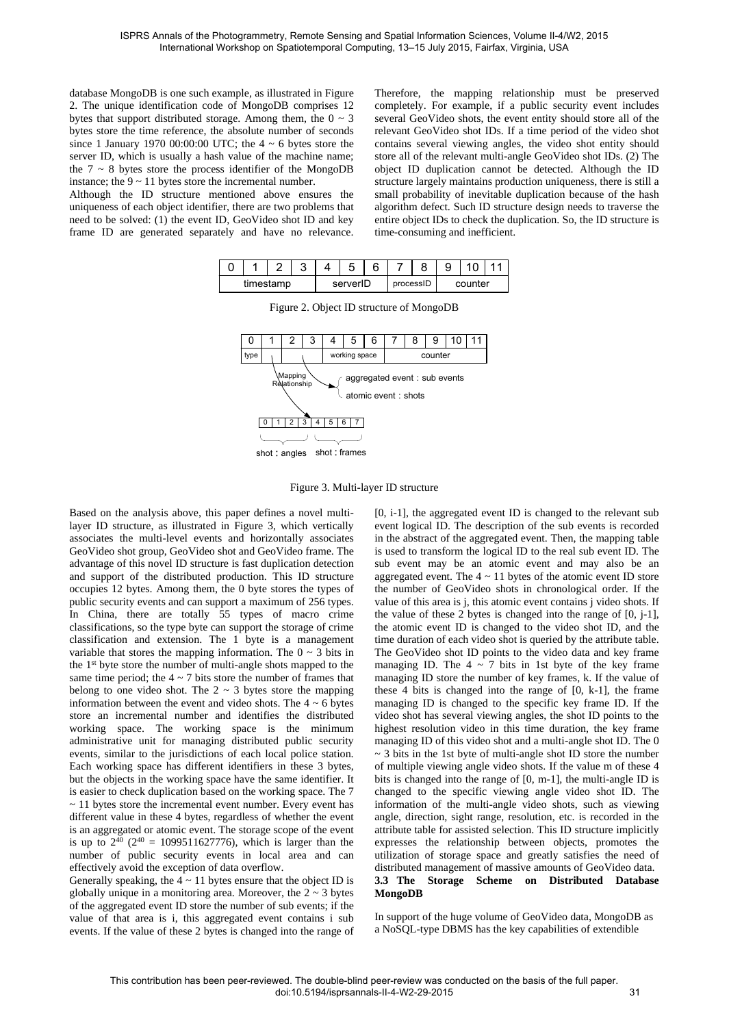database MongoDB is one such example, as illustrated in Figure 2. The unique identification code of MongoDB comprises 12 bytes that support distributed storage. Among them, the 0 ~ 3 bytes store the time reference, the absolute number of seconds since 1 January 1970 00:00:00 UTC; the 4 ~ 6 bytes store the server ID, which is usually a hash value of the machine name; the 7 ~ 8 bytes store the process identifier of the MongoDB instance; the 9 ~ 11 bytes store the incremental number.

Although the ID structure mentioned above ensures the uniqueness of each object identifier, there are two problems that need to be solved: (1) the event ID, GeoVideo shot ID and key frame ID are generated separately and have no relevance. Therefore, the mapping relationship must be preserved completely. For example, if a public security event includes several GeoVideo shots, the event entity should store all of the relevant GeoVideo shot IDs. If a time period of the video shot contains several viewing angles, the video shot entity should store all of the relevant multi-angle GeoVideo shot IDs. (2) The object ID duplication cannot be detected. Although the ID structure largely maintains production uniqueness, there is still a small probability of inevitable duplication because of the hash algorithm defect. Such ID structure design needs to traverse the entire object IDs to check the duplication. So, the ID structure is time-consuming and inefficient.

| 0 | 1 | 2 | 3 | 4 | 5 | 6 | 7 | 8 | 9 | 10 | 11 |
|---|---|---|---|---|---|---|---|---|---|---|---|
| timestamp | | | | serverID | | | processID | | counter | | |

Figure 2. Object ID structure of MongoDB

Figure 3. Multi-layer ID structure

Based on the analysis above, this paper defines a novel multi-layer ID structure, as illustrated in Figure 3, which vertically associates the multi-level events and horizontally associates GeoVideo shot group, GeoVideo shot and GeoVideo frame. The advantage of this novel ID structure is fast duplication detection and support of the distributed production. This ID structure occupies 12 bytes. Among them, the 0 byte stores the types of public security events and can support a maximum of 256 types. In China, there are totally 55 types of macro crime classifications, so the type byte can support the storage of crime classification and extension. The 1 byte is a management variable that stores the mapping information. The 0 ~ 3 bits in the 1st byte store the number of multi-angle shots mapped to the same time period; the 4 ~ 7 bits store the number of frames that belong to one video shot. The 2 ~ 3 bytes store the mapping information between the event and video shots. The 4 ~ 6 bytes store an incremental number and identifies the distributed working space. The working space is the minimum administrative unit for managing distributed public security events, similar to the jurisdictions of each local police station. Each working space has different identifiers in these 3 bytes, but the objects in the working space have the same identifier. It is easier to check duplication based on the working space. The 7 ~ 11 bytes store the incremental event number. Every event has different value in these 4 bytes, regardless of whether the event is an aggregated or atomic event. The storage scope of the event is up to $2^{40}$ ($2^{40}$ = 1099511627776), which is larger than the number of public security events in local area and can effectively avoid the exception of data overflow.

Generally speaking, the 4 ~ 11 bytes ensure that the object ID is globally unique in a monitoring area. Moreover, the 2 ~ 3 bytes of the aggregated event ID store the number of sub events; if the value of that area is i, this aggregated event contains i sub events. If the value of these 2 bytes is changed into the range of [0, i-1], the aggregated event ID is changed to the relevant sub event logical ID. The description of the sub events is recorded in the abstract of the aggregated event. Then, the mapping table is used to transform the logical ID to the real sub event ID. The sub event may be an atomic event and may also be an aggregated event. The 4 ~ 11 bytes of the atomic event ID store the number of GeoVideo shots in chronological order. If the value of this area is j, this atomic event contains j video shots. If the value of these 2 bytes is changed into the range of [0, j-1], the atomic event ID is changed to the video shot ID, and the time duration of each video shot is queried by the attribute table. The GeoVideo shot ID points to the video data and key frame managing ID. The 4 ~ 7 bits in 1st byte of the key frame managing ID store the number of key frames, k. If the value of these 4 bits is changed into the range of [0, k-1], the frame managing ID is changed to the specific key frame ID. If the video shot has several viewing angles, the shot ID points to the highest resolution video in this time duration, the key frame managing ID of this video shot and a multi-angle shot ID. The 0 ~ 3 bits in the 1st byte of multi-angle shot ID store the number of multiple viewing angle video shots. If the value m of these 4 bits is changed into the range of [0, m-1], the multi-angle ID is changed to the specific viewing angle video shot ID. The information of the multi-angle video shots, such as viewing angle, direction, sight range, resolution, etc. is recorded in the attribute table for assisted selection. This ID structure implicitly expresses the relationship between objects, promotes the utilization of storage space and greatly satisfies the need of distributed management of massive amounts of GeoVideo data.

### 3.3 The Storage Scheme on Distributed Database MongoDB

In support of the huge volume of GeoVideo data, MongoDB as a NoSQL-type DBMS has the key capabilities of extendible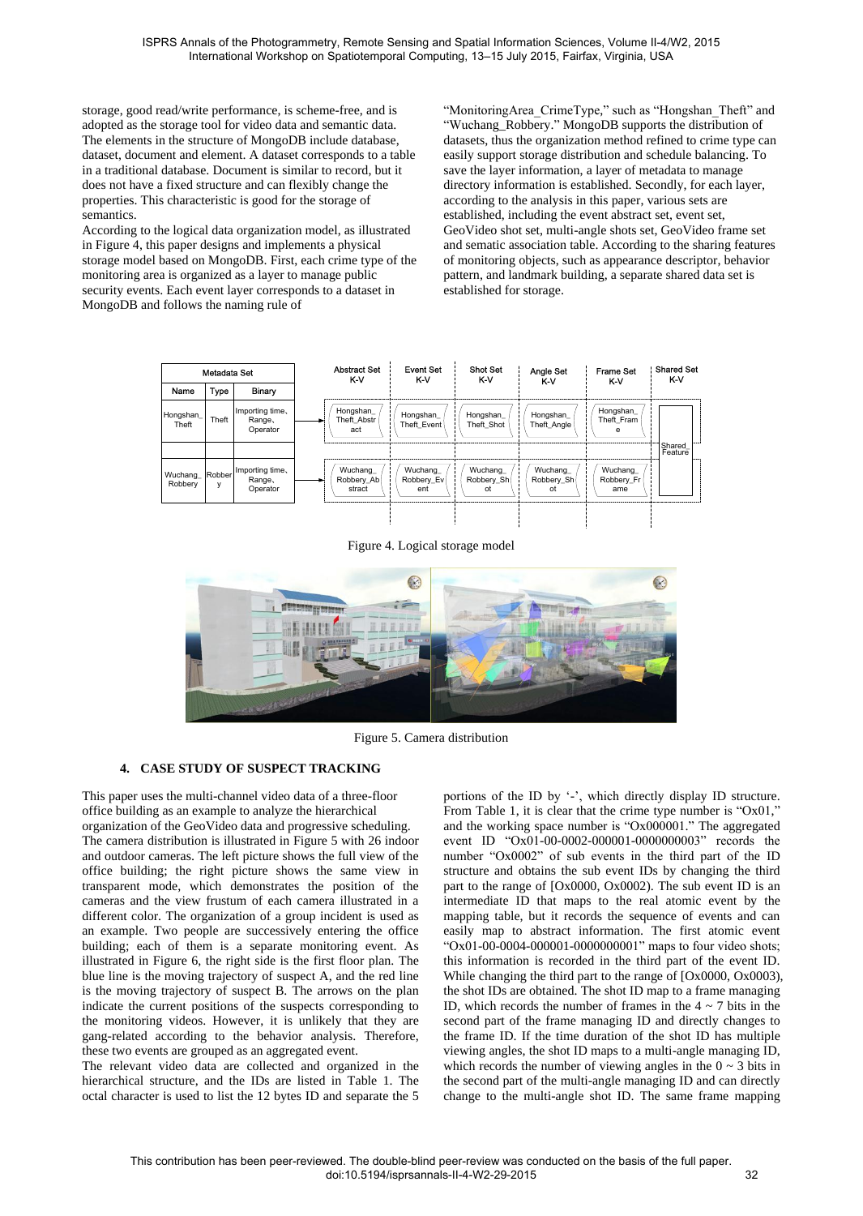storage, good read/write performance, is scheme-free, and is adopted as the storage tool for video data and semantic data. The elements in the structure of MongoDB include database, dataset, document and element. A dataset corresponds to a table in a traditional database. Document is similar to record, but it does not have a fixed structure and can flexibly change the properties. This characteristic is good for the storage of semantics.

According to the logical data organization model, as illustrated in Figure 4, this paper designs and implements a physical storage model based on MongoDB. First, each crime type of the monitoring area is organized as a layer to manage public security events. Each event layer corresponds to a dataset in MongoDB and follows the naming rule of "MonitoringArea_CrimeType," such as "Hongshan_Theft" and "Wuchang_Robbery." MongoDB supports the distribution of datasets, thus the organization method refined to crime type can easily support storage distribution and schedule balancing. To save the layer information, a layer of metadata to manage directory information is established. Secondly, for each layer, according to the analysis in this paper, various sets are established, including the event abstract set, event set, GeoVideo shot set, multi-angle shots set, GeoVideo frame set and sematic association table. According to the sharing features of monitoring objects, such as appearance descriptor, behavior pattern, and landmark building, a separate shared data set is established for storage.

| Metadata Set | | | | Abstract Set K-V | Event Set K-V | Shot Set K-V | Angle Set K-V | Frame Set K-V | Shared Set K-V |
|---|---|---|---|---|---|---|---|---|---|
| Name | Type | Binary | | | | | | | |
| Hongshan_Theft | Theft | Importing time, Range, Operator | → | Hongshan_Theft_Abstract | Hongshan_Theft_Event | Hongshan_Theft_Shot | Hongshan_Theft_Angle | Hongshan_Theft_Frame | Shared_Feature |
| Wuchang_Robbery | Robbery | Importing time, Range, Operator | → | Wuchang_Robbery_Abstract | Wuchang_Robbery_Event | Wuchang_Robbery_Shot | Wuchang_Robbery_Shot | Wuchang_Robbery_Frame | |

Figure 4. Logical storage model

Figure 5. Camera distribution

## 4. CASE STUDY OF SUSPECT TRACKING

This paper uses the multi-channel video data of a three-floor office building as an example to analyze the hierarchical organization of the GeoVideo data and progressive scheduling. The camera distribution is illustrated in Figure 5 with 26 indoor and outdoor cameras. The left picture shows the full view of the office building; the right picture shows the same view in transparent mode, which demonstrates the position of the cameras and the view frustum of each camera illustrated in a different color. The organization of a group incident is used as an example. Two people are successively entering the office building; each of them is a separate monitoring event. As illustrated in Figure 6, the right side is the first floor plan. The blue line is the moving trajectory of suspect A, and the red line is the moving trajectory of suspect B. The arrows on the plan indicate the current positions of the suspects corresponding to the monitoring videos. However, it is unlikely that they are gang-related according to the behavior analysis. Therefore, these two events are grouped as an aggregated event.

The relevant video data are collected and organized in the hierarchical structure, and the IDs are listed in Table 1. The octal character is used to list the 12 bytes ID and separate the 5 portions of the ID by '-', which directly display ID structure. From Table 1, it is clear that the crime type number is "Ox01," and the working space number is "Ox000001." The aggregated event ID "Ox01-00-0002-000001-0000000003" records the number "Ox0002" of sub events in the third part of the ID structure and obtains the sub event IDs by changing the third part to the range of [Ox0000, Ox0002). The sub event ID is an intermediate ID that maps to the real atomic event by the mapping table, but it records the sequence of events and can easily map to abstract information. The first atomic event "Ox01-00-0004-000001-0000000001" maps to four video shots; this information is recorded in the third part of the event ID. While changing the third part to the range of [Ox0000, Ox0003), the shot IDs are obtained. The shot ID map to a frame managing ID, which records the number of frames in the 4 ~ 7 bits in the second part of the frame managing ID and directly changes to the frame ID. If the time duration of the shot ID has multiple viewing angles, the shot ID maps to a multi-angle managing ID, which records the number of viewing angles in the 0 ~ 3 bits in the second part of the multi-angle managing ID and can directly change to the multi-angle shot ID. The same frame mapping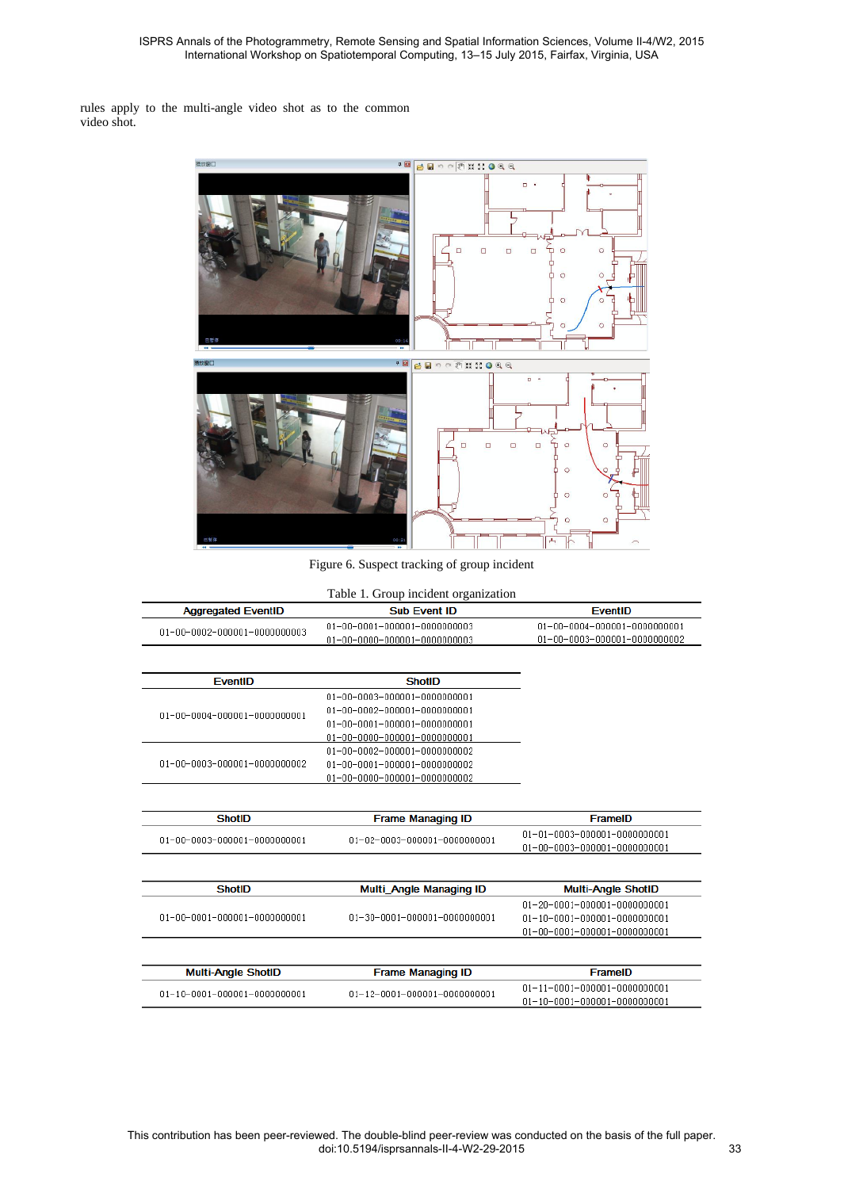rules apply to the multi-angle video shot as to the common video shot.

Figure 6. Suspect tracking of group incident

Table 1. Group incident organization

| Aggregated EventID | Sub Event ID | EventID |
|---|---|---|
| 01-00-0002-000001-0000000003 | 01-00-0001-000001-0000000003<br>01-00-0000-000001-0000000003 | 01-00-0004-000001-0000000001<br>01-00-0003-000001-0000000002 |

| EventID | ShotID |
|---|---|
| 01-00-0004-000001-0000000001 | 01-00-0003-000001-0000000001<br>01-00-0002-000001-0000000001<br>01-00-0001-000001-0000000001<br>01-00-0000-000001-0000000001 |
| 01-00-0003-000001-0000000002 | 01-00-0002-000001-0000000002<br>01-00-0001-000001-0000000002<br>01-00-0000-000001-0000000002 |

| ShotID | Frame Managing ID | FrameID |
|---|---|---|
| 01-00-0003-000001-0000000001 | 01-02-0003-000001-0000000001 | 01-01-0003-000001-0000000001<br>01-00-0003-000001-0000000001 |

| ShotID | Multi_Angle Managing ID | Multi-Angle ShotID |
|---|---|---|
| 01-00-0001-000001-0000000001 | 01-30-0001-000001-0000000001 | 01-20-0001-000001-0000000001<br>01-10-0001-000001-0000000001<br>01-00-0001-000001-0000000001 |

| Multi-Angle ShotID | Frame Managing ID | FrameID |
|---|---|---|
| 01-10-0001-000001-0000000001 | 01-12-0001-000001-0000000001 | 01-11-0001-000001-0000000001<br>01-10-0001-000001-0000000001 |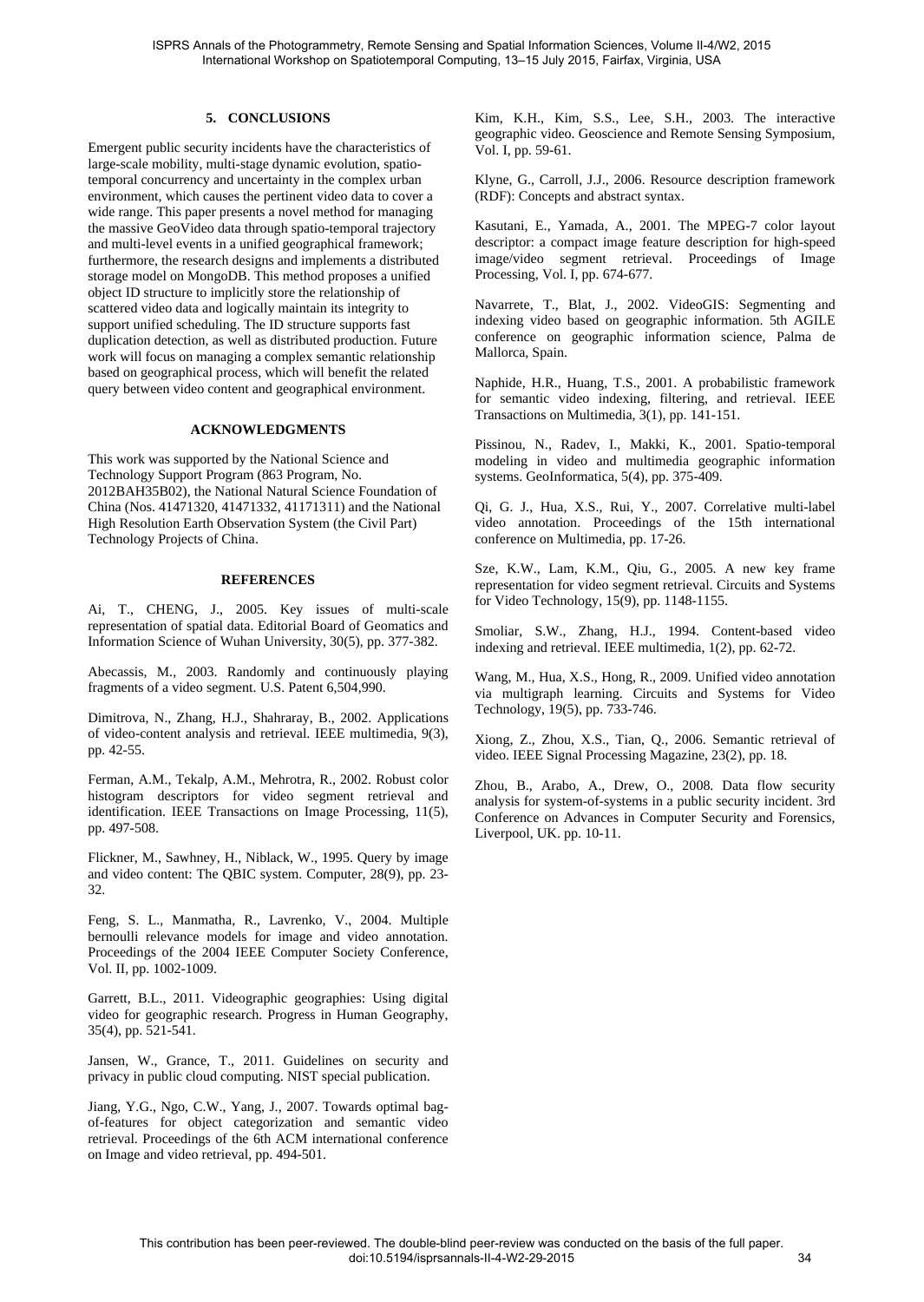## 5. CONCLUSIONS

Emergent public security incidents have the characteristics of large-scale mobility, multi-stage dynamic evolution, spatio-temporal concurrency and uncertainty in the complex urban environment, which causes the pertinent video data to cover a wide range. This paper presents a novel method for managing the massive GeoVideo data through spatio-temporal trajectory and multi-level events in a unified geographical framework; furthermore, the research designs and implements a distributed storage model on MongoDB. This method proposes a unified object ID structure to implicitly store the relationship of scattered video data and logically maintain its integrity to support unified scheduling. The ID structure supports fast duplication detection, as well as distributed production. Future work will focus on managing a complex semantic relationship based on geographical process, which will benefit the related query between video content and geographical environment.

## ACKNOWLEDGMENTS

This work was supported by the National Science and Technology Support Program (863 Program, No. 2012BAH35B02), the National Natural Science Foundation of China (Nos. 41471320, 41471332, 41171311) and the National High Resolution Earth Observation System (the Civil Part) Technology Projects of China.

## REFERENCES

Ai, T., CHENG, J., 2005. Key issues of multi-scale representation of spatial data. Editorial Board of Geomatics and Information Science of Wuhan University, 30(5), pp. 377-382.

Abecassis, M., 2003. Randomly and continuously playing fragments of a video segment. U.S. Patent 6,504,990.

Dimitrova, N., Zhang, H.J., Shahraray, B., 2002. Applications of video-content analysis and retrieval. IEEE multimedia, 9(3), pp. 42-55.

Ferman, A.M., Tekalp, A.M., Mehrotra, R., 2002. Robust color histogram descriptors for video segment retrieval and identification. IEEE Transactions on Image Processing, 11(5), pp. 497-508.

Flickner, M., Sawhney, H., Niblack, W., 1995. Query by image and video content: The QBIC system. Computer, 28(9), pp. 23-32.

Feng, S. L., Manmatha, R., Lavrenko, V., 2004. Multiple bernoulli relevance models for image and video annotation. Proceedings of the 2004 IEEE Computer Society Conference, Vol. II, pp. 1002-1009.

Garrett, B.L., 2011. Videographic geographies: Using digital video for geographic research. Progress in Human Geography, 35(4), pp. 521-541.

Jansen, W., Grance, T., 2011. Guidelines on security and privacy in public cloud computing. NIST special publication.

Jiang, Y.G., Ngo, C.W., Yang, J., 2007. Towards optimal bag-of-features for object categorization and semantic video retrieval. Proceedings of the 6th ACM international conference on Image and video retrieval, pp. 494-501.

Kim, K.H., Kim, S.S., Lee, S.H., 2003. The interactive geographic video. Geoscience and Remote Sensing Symposium, Vol. I, pp. 59-61.

Klyne, G., Carroll, J.J., 2006. Resource description framework (RDF): Concepts and abstract syntax.

Kasutani, E., Yamada, A., 2001. The MPEG-7 color layout descriptor: a compact image feature description for high-speed image/video segment retrieval. Proceedings of Image Processing, Vol. I, pp. 674-677.

Navarrete, T., Blat, J., 2002. VideoGIS: Segmenting and indexing video based on geographic information. 5th AGILE conference on geographic information science, Palma de Mallorca, Spain.

Naphide, H.R., Huang, T.S., 2001. A probabilistic framework for semantic video indexing, filtering, and retrieval. IEEE Transactions on Multimedia, 3(1), pp. 141-151.

Pissinou, N., Radev, I., Makki, K., 2001. Spatio-temporal modeling in video and multimedia geographic information systems. GeoInformatica, 5(4), pp. 375-409.

Qi, G. J., Hua, X.S., Rui, Y., 2007. Correlative multi-label video annotation. Proceedings of the 15th international conference on Multimedia, pp. 17-26.

Sze, K.W., Lam, K.M., Qiu, G., 2005. A new key frame representation for video segment retrieval. Circuits and Systems for Video Technology, 15(9), pp. 1148-1155.

Smoliar, S.W., Zhang, H.J., 1994. Content-based video indexing and retrieval. IEEE multimedia, 1(2), pp. 62-72.

Wang, M., Hua, X.S., Hong, R., 2009. Unified video annotation via multigraph learning. Circuits and Systems for Video Technology, 19(5), pp. 733-746.

Xiong, Z., Zhou, X.S., Tian, Q., 2006. Semantic retrieval of video. IEEE Signal Processing Magazine, 23(2), pp. 18.

Zhou, B., Arabo, A., Drew, O., 2008. Data flow security analysis for system-of-systems in a public security incident. 3rd Conference on Advances in Computer Security and Forensics, Liverpool, UK. pp. 10-11.